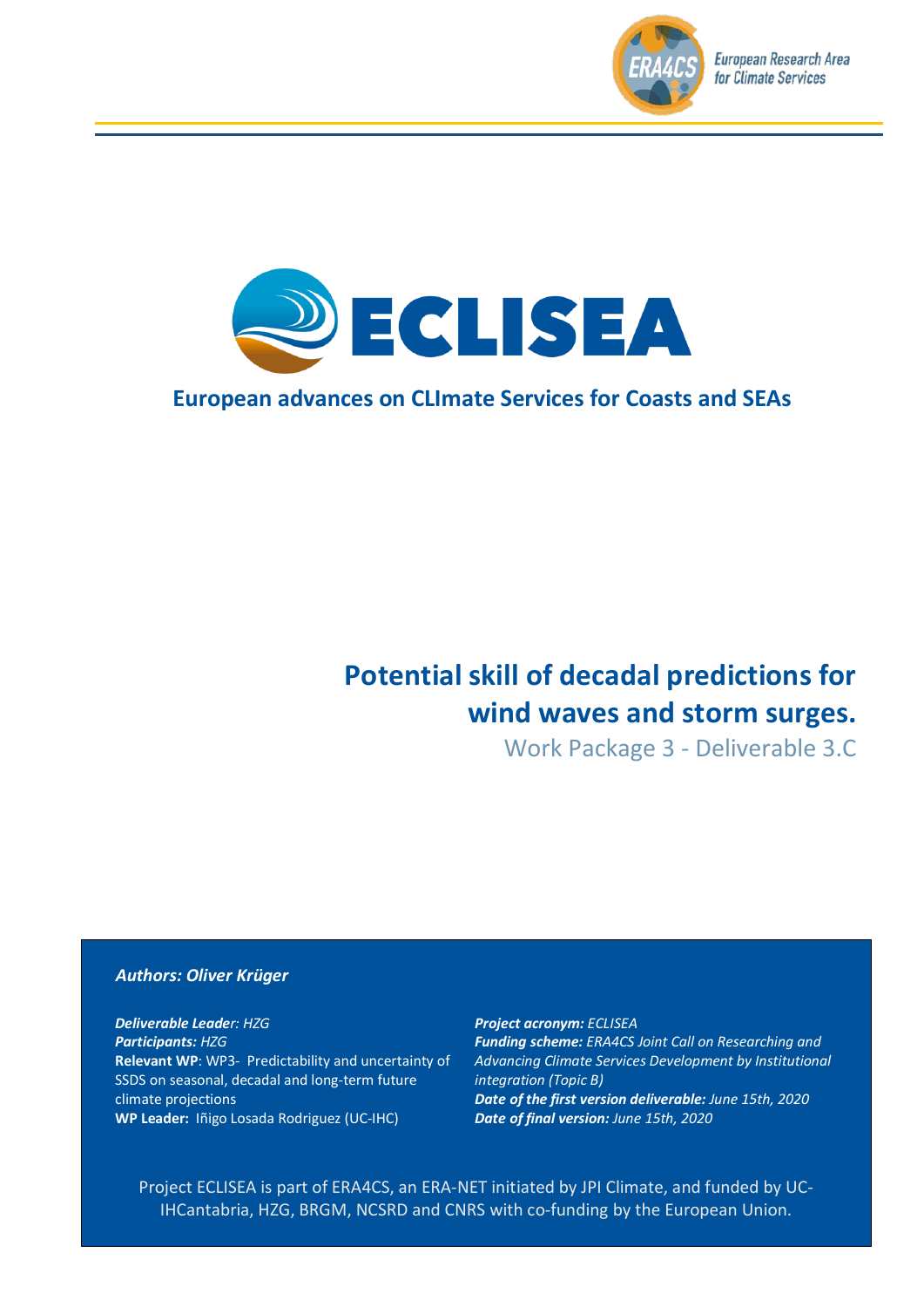European Research Area for Climate Services

# ECLISEA

**European advances on CLImate Services for Coasts and SEAs**

# Potential skill of decadal predictions for wind waves and storm surges.

## Work Package 3 - Deliverable 3.C

***Authors: Oliver Krüger***

***Deliverable Leader**: HZG*
***Participants:** HZG*
**Relevant WP**: WP3- Predictability and uncertainty of SSDS on seasonal, decadal and long-term future climate projections
**WP Leader:** Iñigo Losada Rodriguez (UC-IHC)

***Project acronym:** ECLISEA*
***Funding scheme:** ERA4CS Joint Call on Researching and Advancing Climate Services Development by Institutional integration (Topic B)*
***Date of the first version deliverable:** June 15th, 2020*
***Date of final version:** June 15th, 2020*

Project ECLISEA is part of ERA4CS, an ERA-NET initiated by JPI Climate, and funded by UC-IHCantabria, HZG, BRGM, NCSRD and CNRS with co-funding by the European Union.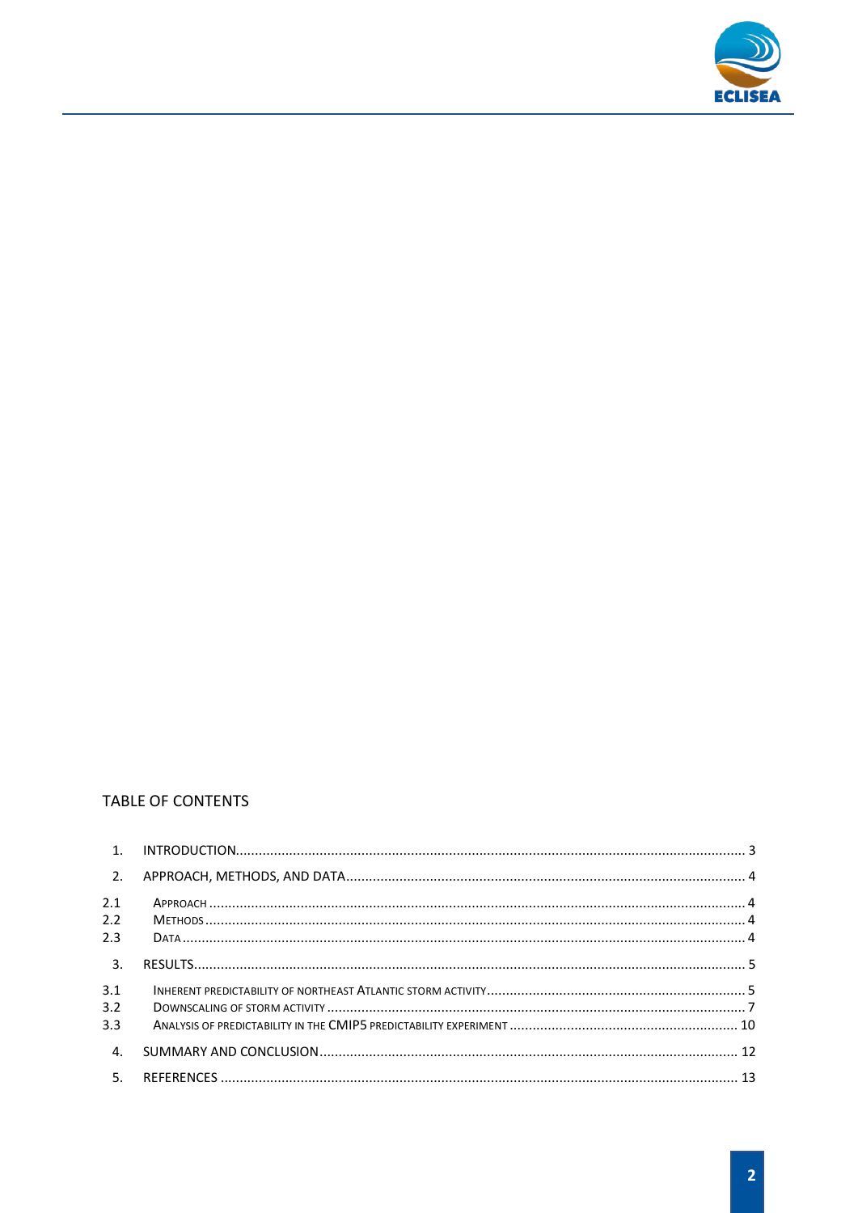## TABLE OF CONTENTS

1. INTRODUCTION .......... 3
2. APPROACH, METHODS, AND DATA .......... 4

2.1 Approach .......... 4
2.2 Methods .......... 4
2.3 Data .......... 4

3. RESULTS .......... 5

3.1 Inherent predictability of northeast Atlantic storm activity .......... 5
3.2 Downscaling of storm activity .......... 7
3.3 Analysis of predictability in the CMIP5 predictability experiment .......... 10

4. SUMMARY AND CONCLUSION .......... 12
5. REFERENCES .......... 13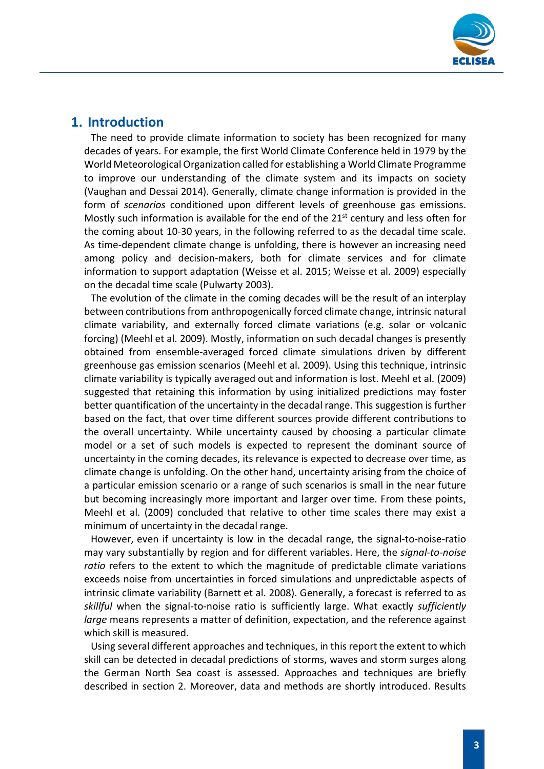## 1. Introduction

The need to provide climate information to society has been recognized for many decades of years. For example, the first World Climate Conference held in 1979 by the World Meteorological Organization called for establishing a World Climate Programme to improve our understanding of the climate system and its impacts on society (Vaughan and Dessai 2014). Generally, climate change information is provided in the form of *scenarios* conditioned upon different levels of greenhouse gas emissions. Mostly such information is available for the end of the 21st century and less often for the coming about 10-30 years, in the following referred to as the decadal time scale. As time-dependent climate change is unfolding, there is however an increasing need among policy and decision-makers, both for climate services and for climate information to support adaptation (Weisse et al. 2015; Weisse et al. 2009) especially on the decadal time scale (Pulwarty 2003).

The evolution of the climate in the coming decades will be the result of an interplay between contributions from anthropogenically forced climate change, intrinsic natural climate variability, and externally forced climate variations (e.g. solar or volcanic forcing) (Meehl et al. 2009). Mostly, information on such decadal changes is presently obtained from ensemble-averaged forced climate simulations driven by different greenhouse gas emission scenarios (Meehl et al. 2009). Using this technique, intrinsic climate variability is typically averaged out and information is lost. Meehl et al. (2009) suggested that retaining this information by using initialized predictions may foster better quantification of the uncertainty in the decadal range. This suggestion is further based on the fact, that over time different sources provide different contributions to the overall uncertainty. While uncertainty caused by choosing a particular climate model or a set of such models is expected to represent the dominant source of uncertainty in the coming decades, its relevance is expected to decrease over time, as climate change is unfolding. On the other hand, uncertainty arising from the choice of a particular emission scenario or a range of such scenarios is small in the near future but becoming increasingly more important and larger over time. From these points, Meehl et al. (2009) concluded that relative to other time scales there may exist a minimum of uncertainty in the decadal range.

However, even if uncertainty is low in the decadal range, the signal-to-noise-ratio may vary substantially by region and for different variables. Here, the *signal-to-noise ratio* refers to the extent to which the magnitude of predictable climate variations exceeds noise from uncertainties in forced simulations and unpredictable aspects of intrinsic climate variability (Barnett et al. 2008). Generally, a forecast is referred to as *skillful* when the signal-to-noise ratio is sufficiently large. What exactly *sufficiently large* means represents a matter of definition, expectation, and the reference against which skill is measured.

Using several different approaches and techniques, in this report the extent to which skill can be detected in decadal predictions of storms, waves and storm surges along the German North Sea coast is assessed. Approaches and techniques are briefly described in section 2. Moreover, data and methods are shortly introduced. Results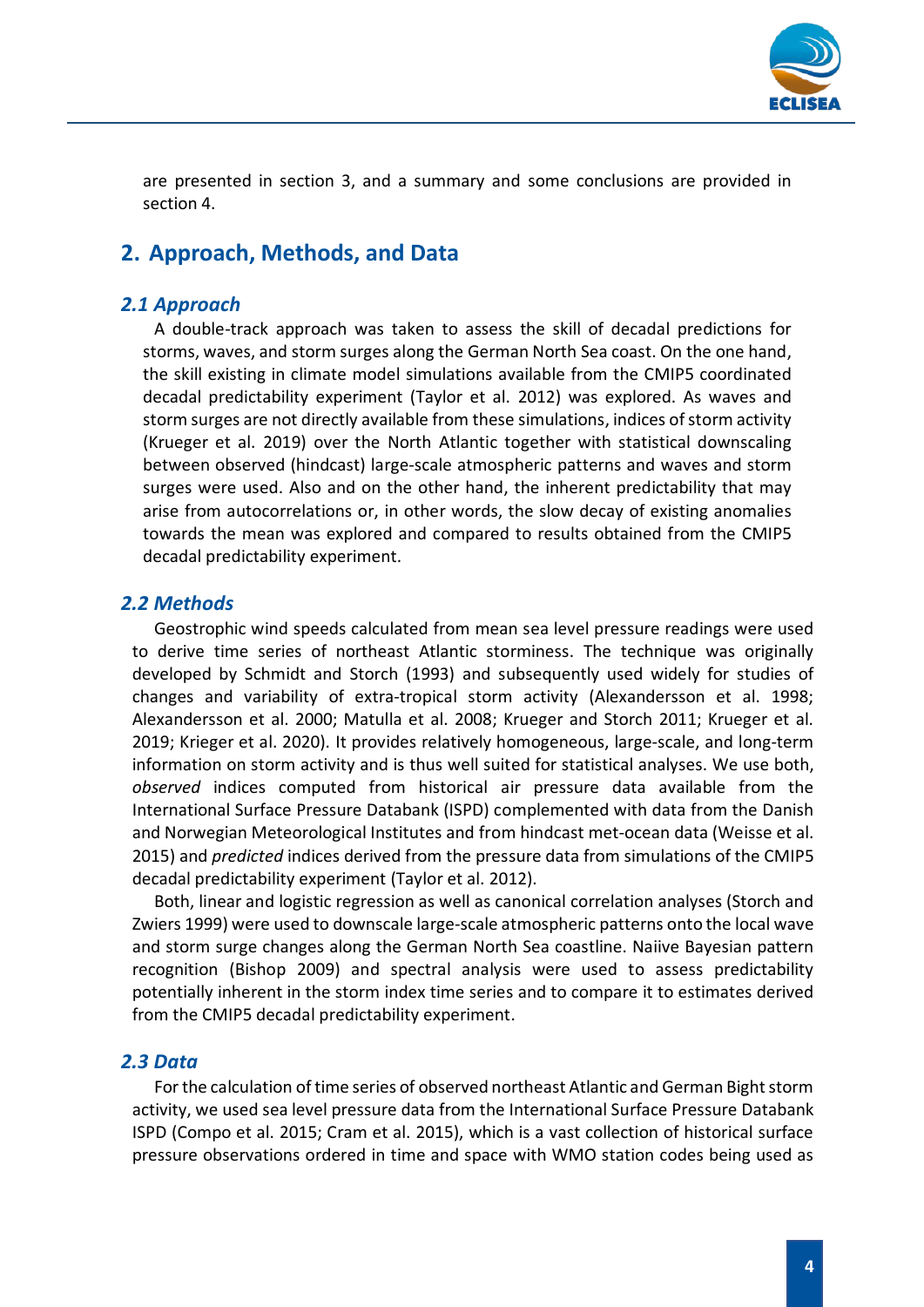are presented in section 3, and a summary and some conclusions are provided in section 4.

## 2. Approach, Methods, and Data

### 2.1 Approach

A double-track approach was taken to assess the skill of decadal predictions for storms, waves, and storm surges along the German North Sea coast. On the one hand, the skill existing in climate model simulations available from the CMIP5 coordinated decadal predictability experiment (Taylor et al. 2012) was explored. As waves and storm surges are not directly available from these simulations, indices of storm activity (Krueger et al. 2019) over the North Atlantic together with statistical downscaling between observed (hindcast) large-scale atmospheric patterns and waves and storm surges were used. Also and on the other hand, the inherent predictability that may arise from autocorrelations or, in other words, the slow decay of existing anomalies towards the mean was explored and compared to results obtained from the CMIP5 decadal predictability experiment.

### 2.2 Methods

Geostrophic wind speeds calculated from mean sea level pressure readings were used to derive time series of northeast Atlantic storminess. The technique was originally developed by Schmidt and Storch (1993) and subsequently used widely for studies of changes and variability of extra-tropical storm activity (Alexandersson et al. 1998; Alexandersson et al. 2000; Matulla et al. 2008; Krueger and Storch 2011; Krueger et al. 2019; Krieger et al. 2020). It provides relatively homogeneous, large-scale, and long-term information on storm activity and is thus well suited for statistical analyses. We use both, *observed* indices computed from historical air pressure data available from the International Surface Pressure Databank (ISPD) complemented with data from the Danish and Norwegian Meteorological Institutes and from hindcast met-ocean data (Weisse et al. 2015) and *predicted* indices derived from the pressure data from simulations of the CMIP5 decadal predictability experiment (Taylor et al. 2012).

Both, linear and logistic regression as well as canonical correlation analyses (Storch and Zwiers 1999) were used to downscale large-scale atmospheric patterns onto the local wave and storm surge changes along the German North Sea coastline. Naiive Bayesian pattern recognition (Bishop 2009) and spectral analysis were used to assess predictability potentially inherent in the storm index time series and to compare it to estimates derived from the CMIP5 decadal predictability experiment.

### 2.3 Data

For the calculation of time series of observed northeast Atlantic and German Bight storm activity, we used sea level pressure data from the International Surface Pressure Databank ISPD (Compo et al. 2015; Cram et al. 2015), which is a vast collection of historical surface pressure observations ordered in time and space with WMO station codes being used as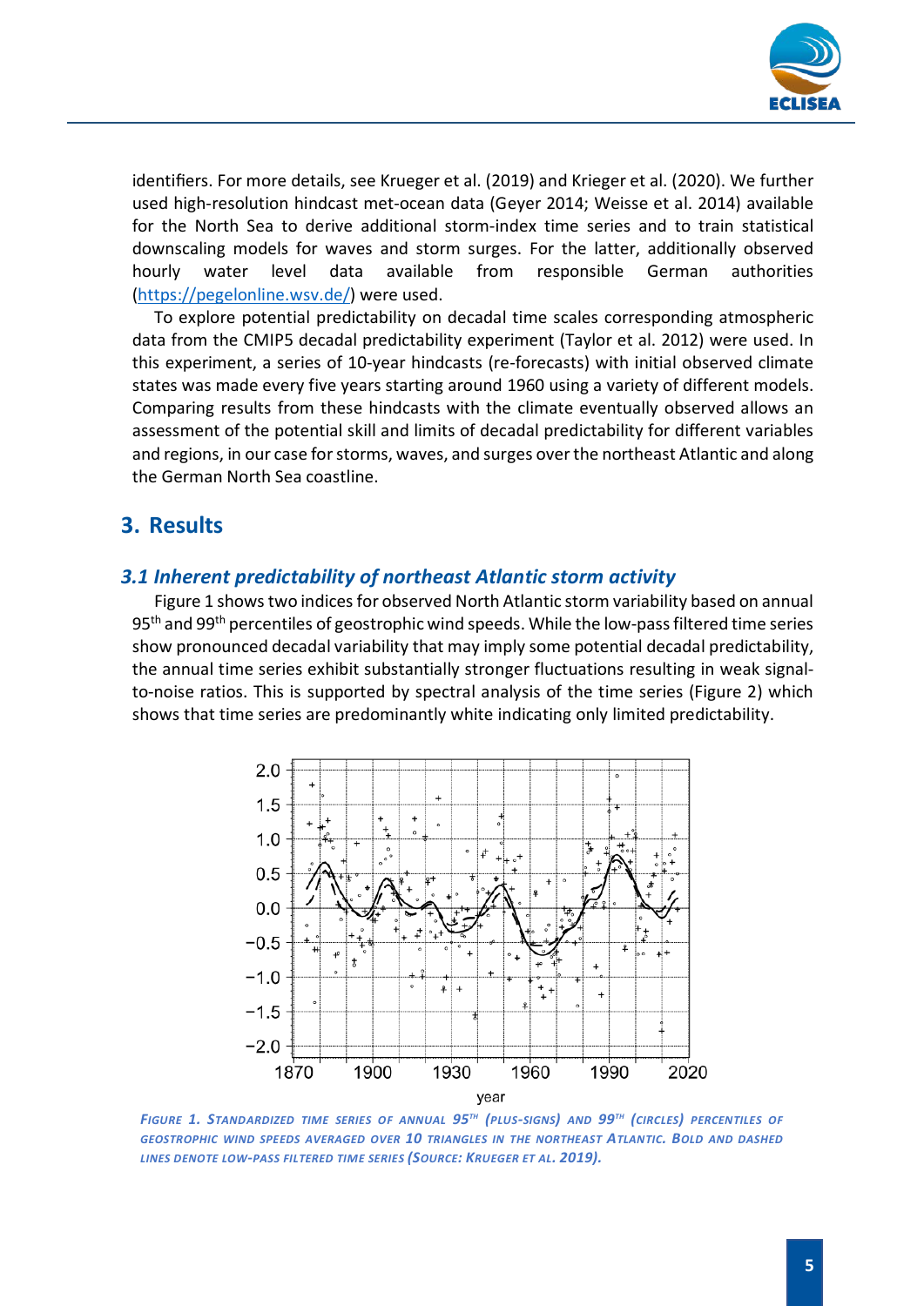identifiers. For more details, see Krueger et al. (2019) and Krieger et al. (2020). We further used high-resolution hindcast met-ocean data (Geyer 2014; Weisse et al. 2014) available for the North Sea to derive additional storm-index time series and to train statistical downscaling models for waves and storm surges. For the latter, additionally observed hourly water level data available from responsible German authorities (https://pegelonline.wsv.de/) were used.

To explore potential predictability on decadal time scales corresponding atmospheric data from the CMIP5 decadal predictability experiment (Taylor et al. 2012) were used. In this experiment, a series of 10-year hindcasts (re-forecasts) with initial observed climate states was made every five years starting around 1960 using a variety of different models. Comparing results from these hindcasts with the climate eventually observed allows an assessment of the potential skill and limits of decadal predictability for different variables and regions, in our case for storms, waves, and surges over the northeast Atlantic and along the German North Sea coastline.

## 3. Results

### *3.1 Inherent predictability of northeast Atlantic storm activity*

Figure 1 shows two indices for observed North Atlantic storm variability based on annual 95th and 99th percentiles of geostrophic wind speeds. While the low-pass filtered time series show pronounced decadal variability that may imply some potential decadal predictability, the annual time series exhibit substantially stronger fluctuations resulting in weak signal-to-noise ratios. This is supported by spectral analysis of the time series (Figure 2) which shows that time series are predominantly white indicating only limited predictability.

*Figure 1. Standardized time series of annual 95th (plus-signs) and 99th (circles) percentiles of geostrophic wind speeds averaged over 10 triangles in the northeast Atlantic. Bold and dashed lines denote low-pass filtered time series (Source: Krueger et al. 2019).*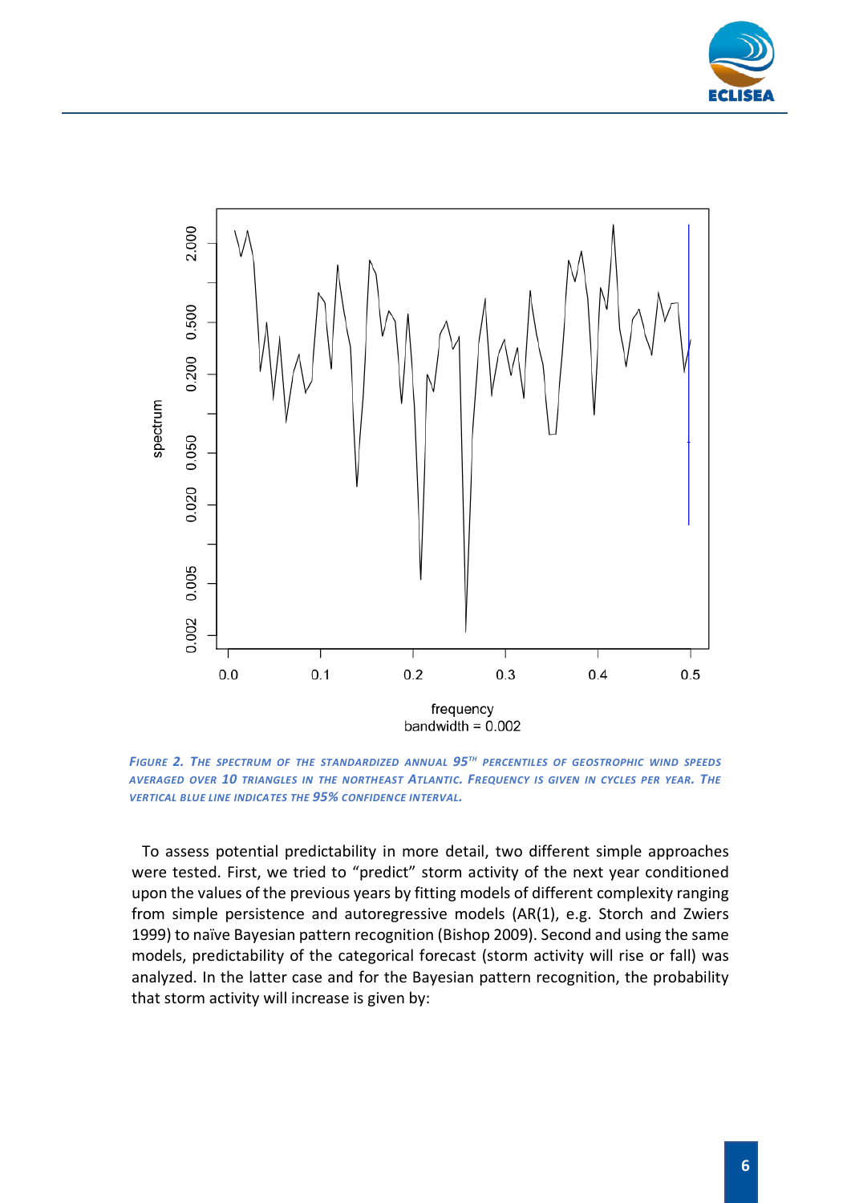*Figure 2. The spectrum of the standardized annual 95th percentiles of geostrophic wind speeds averaged over 10 triangles in the Northeast Atlantic. Frequency is given in cycles per year. The vertical blue line indicates the 95% confidence interval.*

To assess potential predictability in more detail, two different simple approaches were tested. First, we tried to “predict” storm activity of the next year conditioned upon the values of the previous years by fitting models of different complexity ranging from simple persistence and autoregressive models (AR(1), e.g. Storch and Zwiers 1999) to naïve Bayesian pattern recognition (Bishop 2009). Second and using the same models, predictability of the categorical forecast (storm activity will rise or fall) was analyzed. In the latter case and for the Bayesian pattern recognition, the probability that storm activity will increase is given by: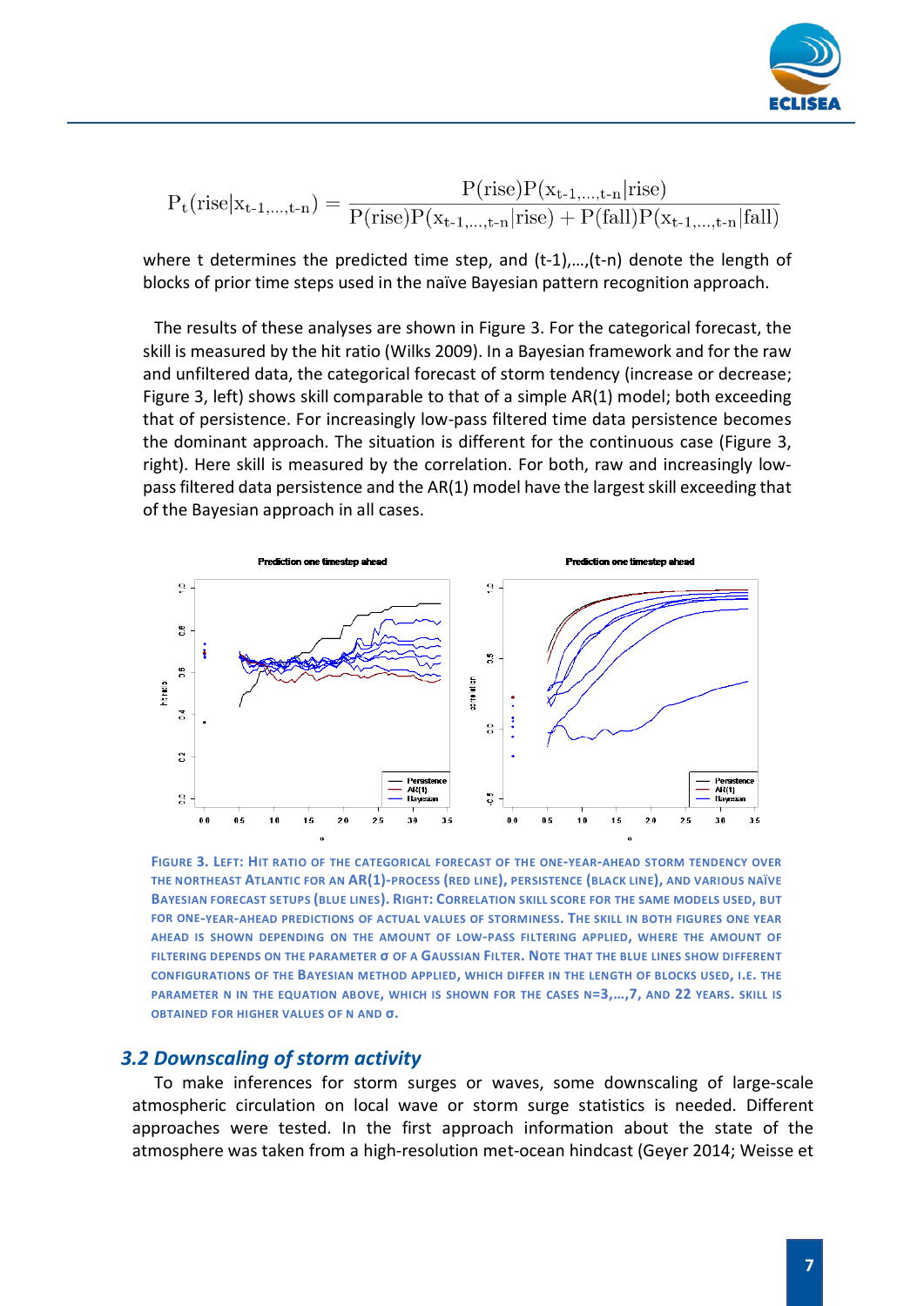$$P_t(\text{rise}|x_{t\text{-}1,\ldots,t\text{-}n}) = \frac{P(\text{rise})P(x_{t\text{-}1,\ldots,t\text{-}n}|\text{rise})}{P(\text{rise})P(x_{t\text{-}1,\ldots,t\text{-}n}|\text{rise}) + P(\text{fall})P(x_{t\text{-}1,\ldots,t\text{-}n}|\text{fall})}$$

where t determines the predicted time step, and (t-1),…,(t-n) denote the length of blocks of prior time steps used in the naïve Bayesian pattern recognition approach.

The results of these analyses are shown in Figure 3. For the categorical forecast, the skill is measured by the hit ratio (Wilks 2009). In a Bayesian framework and for the raw and unfiltered data, the categorical forecast of storm tendency (increase or decrease; Figure 3, left) shows skill comparable to that of a simple AR(1) model; both exceeding that of persistence. For increasingly low-pass filtered time data persistence becomes the dominant approach. The situation is different for the continuous case (Figure 3, right). Here skill is measured by the correlation. For both, raw and increasingly low-pass filtered data persistence and the AR(1) model have the largest skill exceeding that of the Bayesian approach in all cases.

FIGURE 3. LEFT: HIT RATIO OF THE CATEGORICAL FORECAST OF THE ONE-YEAR-AHEAD STORM TENDENCY OVER THE NORTHEAST ATLANTIC FOR AN AR(1)-PROCESS (RED LINE), PERSISTENCE (BLACK LINE), AND VARIOUS NAÏVE BAYESIAN FORECAST SETUPS (BLUE LINES). RIGHT: CORRELATION SKILL SCORE FOR THE SAME MODELS USED, BUT FOR ONE-YEAR-AHEAD PREDICTIONS OF ACTUAL VALUES OF STORMINESS. THE SKILL IN BOTH FIGURES ONE YEAR AHEAD IS SHOWN DEPENDING ON THE AMOUNT OF LOW-PASS FILTERING APPLIED, WHERE THE AMOUNT OF FILTERING DEPENDS ON THE PARAMETER σ OF A GAUSSIAN FILTER. NOTE THAT THE BLUE LINES SHOW DIFFERENT CONFIGURATIONS OF THE BAYESIAN METHOD APPLIED, WHICH DIFFER IN THE LENGTH OF BLOCKS USED, I.E. THE PARAMETER N IN THE EQUATION ABOVE, WHICH IS SHOWN FOR THE CASES N=3,…,7, AND 22 YEARS. SKILL IS OBTAINED FOR HIGHER VALUES OF N AND σ.

### *3.2 Downscaling of storm activity*

To make inferences for storm surges or waves, some downscaling of large-scale atmospheric circulation on local wave or storm surge statistics is needed. Different approaches were tested. In the first approach information about the state of the atmosphere was taken from a high-resolution met-ocean hindcast (Geyer 2014; Weisse et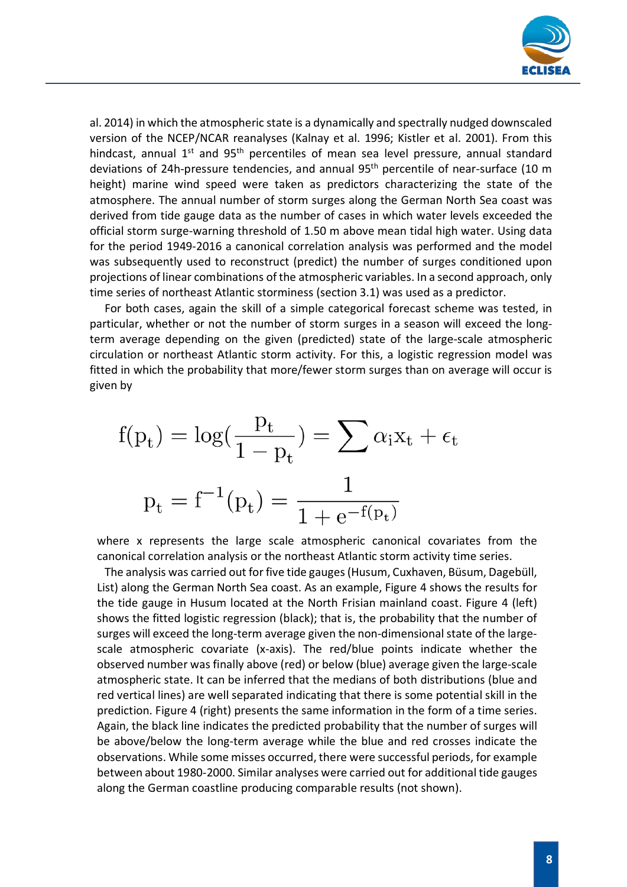al. 2014) in which the atmospheric state is a dynamically and spectrally nudged downscaled version of the NCEP/NCAR reanalyses (Kalnay et al. 1996; Kistler et al. 2001). From this hindcast, annual 1st and 95th percentiles of mean sea level pressure, annual standard deviations of 24h-pressure tendencies, and annual 95th percentile of near-surface (10 m height) marine wind speed were taken as predictors characterizing the state of the atmosphere. The annual number of storm surges along the German North Sea coast was derived from tide gauge data as the number of cases in which water levels exceeded the official storm surge-warning threshold of 1.50 m above mean tidal high water. Using data for the period 1949-2016 a canonical correlation analysis was performed and the model was subsequently used to reconstruct (predict) the number of surges conditioned upon projections of linear combinations of the atmospheric variables. In a second approach, only time series of northeast Atlantic storminess (section 3.1) was used as a predictor.

For both cases, again the skill of a simple categorical forecast scheme was tested, in particular, whether or not the number of storm surges in a season will exceed the long-term average depending on the given (predicted) state of the large-scale atmospheric circulation or northeast Atlantic storm activity. For this, a logistic regression model was fitted in which the probability that more/fewer storm surges than on average will occur is given by

$$f(p_t) = \log\left(\frac{p_t}{1 - p_t}\right) = \sum \alpha_i x_t + \epsilon_t$$

$$p_t = f^{-1}(p_t) = \frac{1}{1 + e^{-f(p_t)}}$$

where x represents the large scale atmospheric canonical covariates from the canonical correlation analysis or the northeast Atlantic storm activity time series.

The analysis was carried out for five tide gauges (Husum, Cuxhaven, Büsum, Dagebüll, List) along the German North Sea coast. As an example, Figure 4 shows the results for the tide gauge in Husum located at the North Frisian mainland coast. Figure 4 (left) shows the fitted logistic regression (black); that is, the probability that the number of surges will exceed the long-term average given the non-dimensional state of the large-scale atmospheric covariate (x-axis). The red/blue points indicate whether the observed number was finally above (red) or below (blue) average given the large-scale atmospheric state. It can be inferred that the medians of both distributions (blue and red vertical lines) are well separated indicating that there is some potential skill in the prediction. Figure 4 (right) presents the same information in the form of a time series. Again, the black line indicates the predicted probability that the number of surges will be above/below the long-term average while the blue and red crosses indicate the observations. While some misses occurred, there were successful periods, for example between about 1980-2000. Similar analyses were carried out for additional tide gauges along the German coastline producing comparable results (not shown).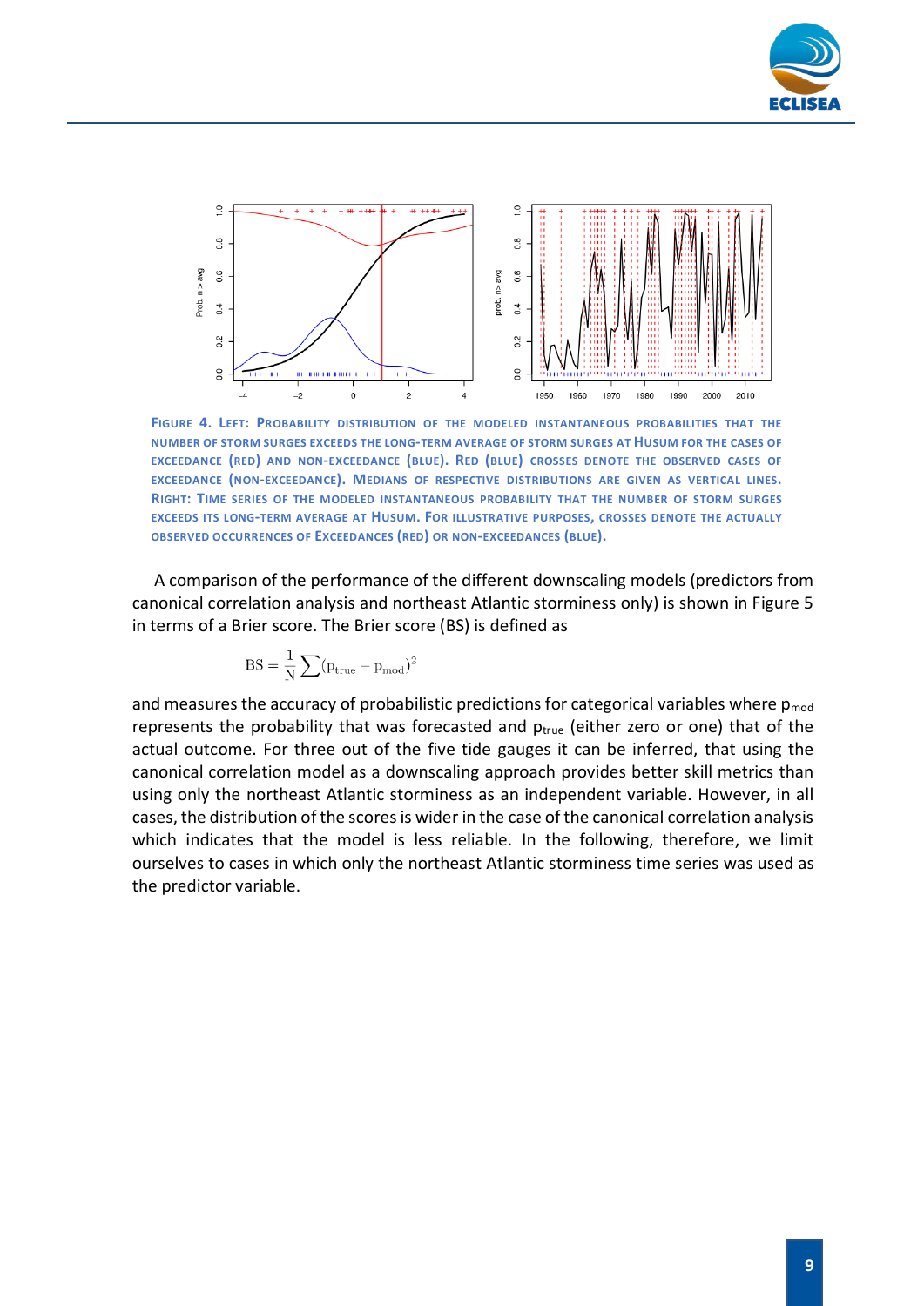FIGURE 4. LEFT: PROBABILITY DISTRIBUTION OF THE MODELED INSTANTANEOUS PROBABILITIES THAT THE NUMBER OF STORM SURGES EXCEEDS THE LONG-TERM AVERAGE OF STORM SURGES AT HUSUM FOR THE CASES OF EXCEEDANCE (RED) AND NON-EXCEEDANCE (BLUE). RED (BLUE) CROSSES DENOTE THE OBSERVED CASES OF EXCEEDANCE (NON-EXCEEDANCE). MEDIANS OF RESPECTIVE DISTRIBUTIONS ARE GIVEN AS VERTICAL LINES. RIGHT: TIME SERIES OF THE MODELED INSTANTANEOUS PROBABILITY THAT THE NUMBER OF STORM SURGES EXCEEDS ITS LONG-TERM AVERAGE AT HUSUM. FOR ILLUSTRATIVE PURPOSES, CROSSES DENOTE THE ACTUALLY OBSERVED OCCURRENCES OF EXCEEDANCES (RED) OR NON-EXCEEDANCES (BLUE).

A comparison of the performance of the different downscaling models (predictors from canonical correlation analysis and northeast Atlantic storminess only) is shown in Figure 5 in terms of a Brier score. The Brier score (BS) is defined as

$$\mathrm{BS} = \frac{1}{\mathrm{N}} \sum (\mathrm{p}_{\mathrm{true}} - \mathrm{p}_{\mathrm{mod}})^2$$

and measures the accuracy of probabilistic predictions for categorical variables where $p_{mod}$ represents the probability that was forecasted and $p_{true}$ (either zero or one) that of the actual outcome. For three out of the five tide gauges it can be inferred, that using the canonical correlation model as a downscaling approach provides better skill metrics than using only the northeast Atlantic storminess as an independent variable. However, in all cases, the distribution of the scores is wider in the case of the canonical correlation analysis which indicates that the model is less reliable. In the following, therefore, we limit ourselves to cases in which only the northeast Atlantic storminess time series was used as the predictor variable.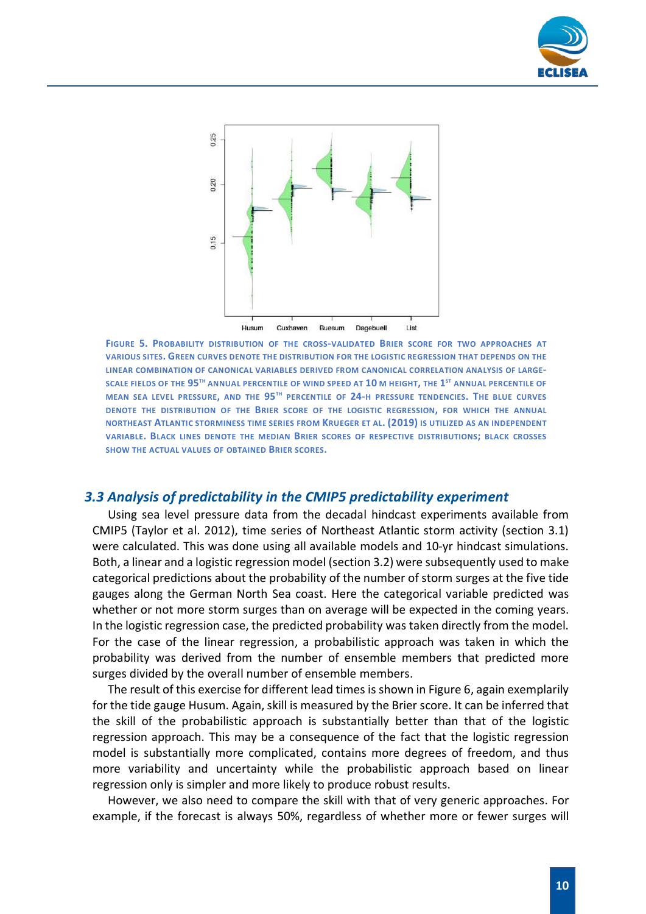Figure 5. Probability distribution of the cross-validated Brier score for two approaches at various sites. Green curves denote the distribution for the logistic regression that depends on the linear combination of canonical variables derived from canonical correlation analysis of large-scale fields of the 95th annual percentile of wind speed at 10 m height, the 1st annual percentile of mean sea level pressure, and the 95th percentile of 24-h pressure tendencies. The blue curves denote the distribution of the Brier score of the logistic regression, for which the annual northeast Atlantic storminess time series from Krueger et al. (2019) is utilized as an independent variable. Black lines denote the median Brier scores of respective distributions; black crosses show the actual values of obtained Brier scores.

### *3.3 Analysis of predictability in the CMIP5 predictability experiment*

Using sea level pressure data from the decadal hindcast experiments available from CMIP5 (Taylor et al. 2012), time series of Northeast Atlantic storm activity (section 3.1) were calculated. This was done using all available models and 10-yr hindcast simulations. Both, a linear and a logistic regression model (section 3.2) were subsequently used to make categorical predictions about the probability of the number of storm surges at the five tide gauges along the German North Sea coast. Here the categorical variable predicted was whether or not more storm surges than on average will be expected in the coming years. In the logistic regression case, the predicted probability was taken directly from the model. For the case of the linear regression, a probabilistic approach was taken in which the probability was derived from the number of ensemble members that predicted more surges divided by the overall number of ensemble members.

The result of this exercise for different lead times is shown in Figure 6, again exemplarily for the tide gauge Husum. Again, skill is measured by the Brier score. It can be inferred that the skill of the probabilistic approach is substantially better than that of the logistic regression approach. This may be a consequence of the fact that the logistic regression model is substantially more complicated, contains more degrees of freedom, and thus more variability and uncertainty while the probabilistic approach based on linear regression only is simpler and more likely to produce robust results.

However, we also need to compare the skill with that of very generic approaches. For example, if the forecast is always 50%, regardless of whether more or fewer surges will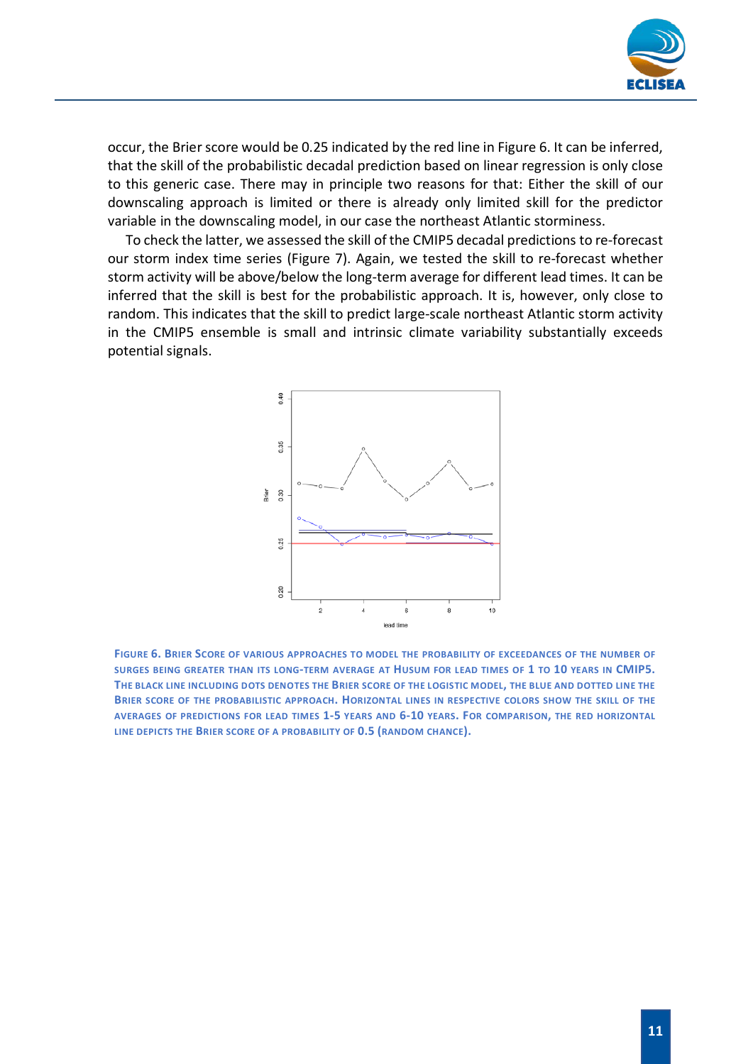occur, the Brier score would be 0.25 indicated by the red line in Figure 6. It can be inferred, that the skill of the probabilistic decadal prediction based on linear regression is only close to this generic case. There may in principle two reasons for that: Either the skill of our downscaling approach is limited or there is already only limited skill for the predictor variable in the downscaling model, in our case the northeast Atlantic storminess.

To check the latter, we assessed the skill of the CMIP5 decadal predictions to re-forecast our storm index time series (Figure 7). Again, we tested the skill to re-forecast whether storm activity will be above/below the long-term average for different lead times. It can be inferred that the skill is best for the probabilistic approach. It is, however, only close to random. This indicates that the skill to predict large-scale northeast Atlantic storm activity in the CMIP5 ensemble is small and intrinsic climate variability substantially exceeds potential signals.

**Figure 6. Brier Score of various approaches to model the probability of exceedances of the number of surges being greater than its long-term average at Husum for lead times of 1 to 10 years in CMIP5. The black line including dots denotes the Brier score of the logistic model, the blue and dotted line the Brier score of the probabilistic approach. Horizontal lines in respective colors show the skill of the averages of predictions for lead times 1-5 years and 6-10 years. For comparison, the red horizontal line depicts the Brier score of a probability of 0.5 (random chance).**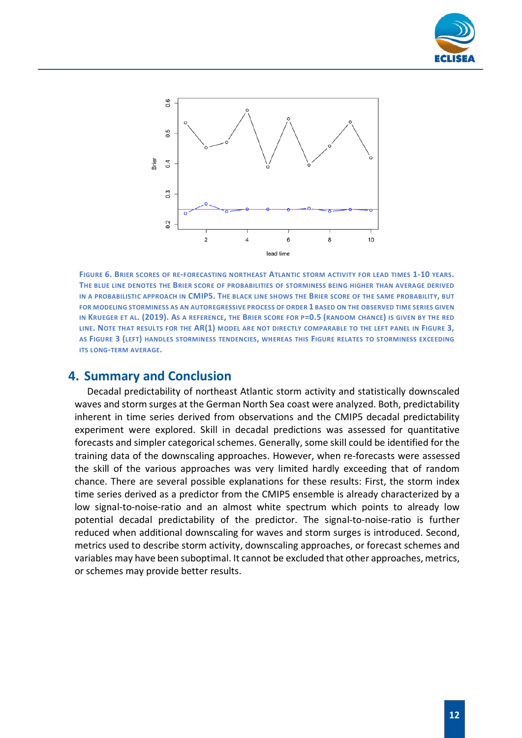Figure 6. Brier scores of re-forecasting northeast Atlantic storm activity for lead times 1-10 years. The blue line denotes the Brier score of probabilities of storminess being higher than average derived in a probabilistic approach in CMIP5. The black line shows the Brier score of the same probability, but for modeling storminess as an autoregressive process of order 1 based on the observed time series given in Krueger et al. (2019). As a reference, the Brier score for p=0.5 (random chance) is given by the red line. Note that results for the AR(1) model are not directly comparable to the left panel in Figure 3, as Figure 3 (left) handles storminess tendencies, whereas this Figure relates to storminess exceeding its long-term average.

## 4. Summary and Conclusion

Decadal predictability of northeast Atlantic storm activity and statistically downscaled waves and storm surges at the German North Sea coast were analyzed. Both, predictability inherent in time series derived from observations and the CMIP5 decadal predictability experiment were explored. Skill in decadal predictions was assessed for quantitative forecasts and simpler categorical schemes. Generally, some skill could be identified for the training data of the downscaling approaches. However, when re-forecasts were assessed the skill of the various approaches was very limited hardly exceeding that of random chance. There are several possible explanations for these results: First, the storm index time series derived as a predictor from the CMIP5 ensemble is already characterized by a low signal-to-noise-ratio and an almost white spectrum which points to already low potential decadal predictability of the predictor. The signal-to-noise-ratio is further reduced when additional downscaling for waves and storm surges is introduced. Second, metrics used to describe storm activity, downscaling approaches, or forecast schemes and variables may have been suboptimal. It cannot be excluded that other approaches, metrics, or schemes may provide better results.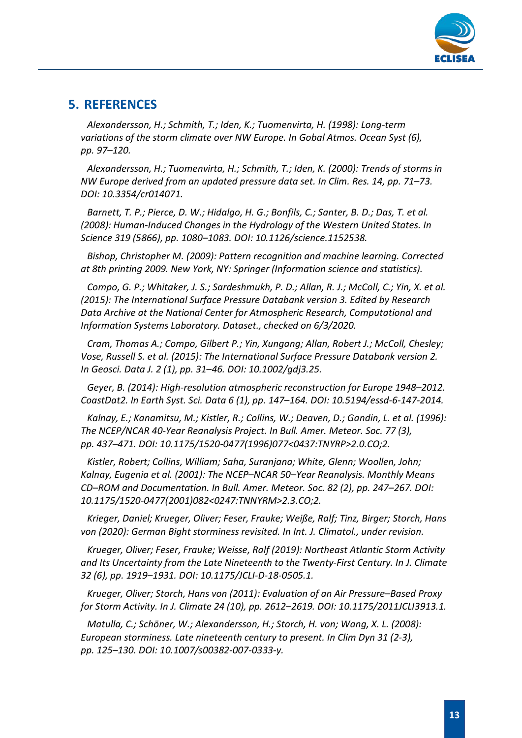## 5. REFERENCES

*Alexandersson, H.; Schmith, T.; Iden, K.; Tuomenvirta, H. (1998): Long-term variations of the storm climate over NW Europe. In Gobal Atmos. Ocean Syst (6), pp. 97–120.*

*Alexandersson, H.; Tuomenvirta, H.; Schmith, T.; Iden, K. (2000): Trends of storms in NW Europe derived from an updated pressure data set. In Clim. Res. 14, pp. 71–73. DOI: 10.3354/cr014071.*

*Barnett, T. P.; Pierce, D. W.; Hidalgo, H. G.; Bonfils, C.; Santer, B. D.; Das, T. et al. (2008): Human-Induced Changes in the Hydrology of the Western United States. In Science 319 (5866), pp. 1080–1083. DOI: 10.1126/science.1152538.*

*Bishop, Christopher M. (2009): Pattern recognition and machine learning. Corrected at 8th printing 2009. New York, NY: Springer (Information science and statistics).*

*Compo, G. P.; Whitaker, J. S.; Sardeshmukh, P. D.; Allan, R. J.; McColl, C.; Yin, X. et al. (2015): The International Surface Pressure Databank version 3. Edited by Research Data Archive at the National Center for Atmospheric Research, Computational and Information Systems Laboratory. Dataset., checked on 6/3/2020.*

*Cram, Thomas A.; Compo, Gilbert P.; Yin, Xungang; Allan, Robert J.; McColl, Chesley; Vose, Russell S. et al. (2015): The International Surface Pressure Databank version 2. In Geosci. Data J. 2 (1), pp. 31–46. DOI: 10.1002/gdj3.25.*

*Geyer, B. (2014): High-resolution atmospheric reconstruction for Europe 1948–2012. CoastDat2. In Earth Syst. Sci. Data 6 (1), pp. 147–164. DOI: 10.5194/essd-6-147-2014.*

*Kalnay, E.; Kanamitsu, M.; Kistler, R.; Collins, W.; Deaven, D.; Gandin, L. et al. (1996): The NCEP/NCAR 40-Year Reanalysis Project. In Bull. Amer. Meteor. Soc. 77 (3), pp. 437–471. DOI: 10.1175/1520-0477(1996)077<0437:TNYRP>2.0.CO;2.*

*Kistler, Robert; Collins, William; Saha, Suranjana; White, Glenn; Woollen, John; Kalnay, Eugenia et al. (2001): The NCEP–NCAR 50–Year Reanalysis. Monthly Means CD–ROM and Documentation. In Bull. Amer. Meteor. Soc. 82 (2), pp. 247–267. DOI: 10.1175/1520-0477(2001)082<0247:TNNYRM>2.3.CO;2.*

*Krieger, Daniel; Krueger, Oliver; Feser, Frauke; Weiße, Ralf; Tinz, Birger; Storch, Hans von (2020): German Bight storminess revisited. In Int. J. Climatol., under revision.*

*Krueger, Oliver; Feser, Frauke; Weisse, Ralf (2019): Northeast Atlantic Storm Activity and Its Uncertainty from the Late Nineteenth to the Twenty-First Century. In J. Climate 32 (6), pp. 1919–1931. DOI: 10.1175/JCLI-D-18-0505.1.*

*Krueger, Oliver; Storch, Hans von (2011): Evaluation of an Air Pressure–Based Proxy for Storm Activity. In J. Climate 24 (10), pp. 2612–2619. DOI: 10.1175/2011JCLI3913.1.*

*Matulla, C.; Schöner, W.; Alexandersson, H.; Storch, H. von; Wang, X. L. (2008): European storminess. Late nineteenth century to present. In Clim Dyn 31 (2-3), pp. 125–130. DOI: 10.1007/s00382-007-0333-y.*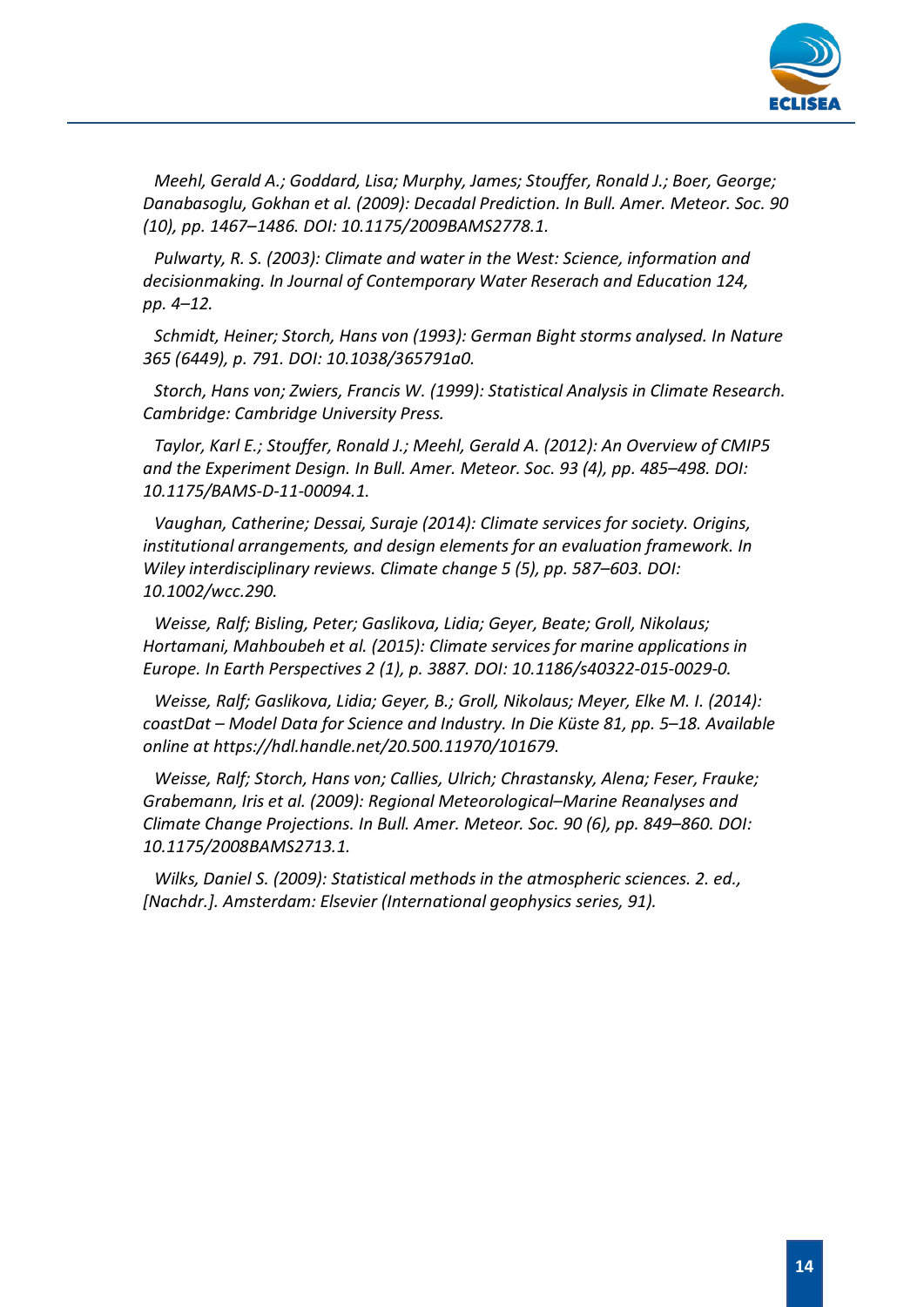*Meehl, Gerald A.; Goddard, Lisa; Murphy, James; Stouffer, Ronald J.; Boer, George; Danabasoglu, Gokhan et al. (2009): Decadal Prediction. In Bull. Amer. Meteor. Soc. 90 (10), pp. 1467–1486. DOI: 10.1175/2009BAMS2778.1.*

*Pulwarty, R. S. (2003): Climate and water in the West: Science, information and decisionmaking. In Journal of Contemporary Water Reserach and Education 124, pp. 4–12.*

*Schmidt, Heiner; Storch, Hans von (1993): German Bight storms analysed. In Nature 365 (6449), p. 791. DOI: 10.1038/365791a0.*

*Storch, Hans von; Zwiers, Francis W. (1999): Statistical Analysis in Climate Research. Cambridge: Cambridge University Press.*

*Taylor, Karl E.; Stouffer, Ronald J.; Meehl, Gerald A. (2012): An Overview of CMIP5 and the Experiment Design. In Bull. Amer. Meteor. Soc. 93 (4), pp. 485–498. DOI: 10.1175/BAMS-D-11-00094.1.*

*Vaughan, Catherine; Dessai, Suraje (2014): Climate services for society. Origins, institutional arrangements, and design elements for an evaluation framework. In Wiley interdisciplinary reviews. Climate change 5 (5), pp. 587–603. DOI: 10.1002/wcc.290.*

*Weisse, Ralf; Bisling, Peter; Gaslikova, Lidia; Geyer, Beate; Groll, Nikolaus; Hortamani, Mahboubeh et al. (2015): Climate services for marine applications in Europe. In Earth Perspectives 2 (1), p. 3887. DOI: 10.1186/s40322-015-0029-0.*

*Weisse, Ralf; Gaslikova, Lidia; Geyer, B.; Groll, Nikolaus; Meyer, Elke M. I. (2014): coastDat – Model Data for Science and Industry. In Die Küste 81, pp. 5–18. Available online at https://hdl.handle.net/20.500.11970/101679.*

*Weisse, Ralf; Storch, Hans von; Callies, Ulrich; Chrastansky, Alena; Feser, Frauke; Grabemann, Iris et al. (2009): Regional Meteorological–Marine Reanalyses and Climate Change Projections. In Bull. Amer. Meteor. Soc. 90 (6), pp. 849–860. DOI: 10.1175/2008BAMS2713.1.*

*Wilks, Daniel S. (2009): Statistical methods in the atmospheric sciences. 2. ed., [Nachdr.]. Amsterdam: Elsevier (International geophysics series, 91).*